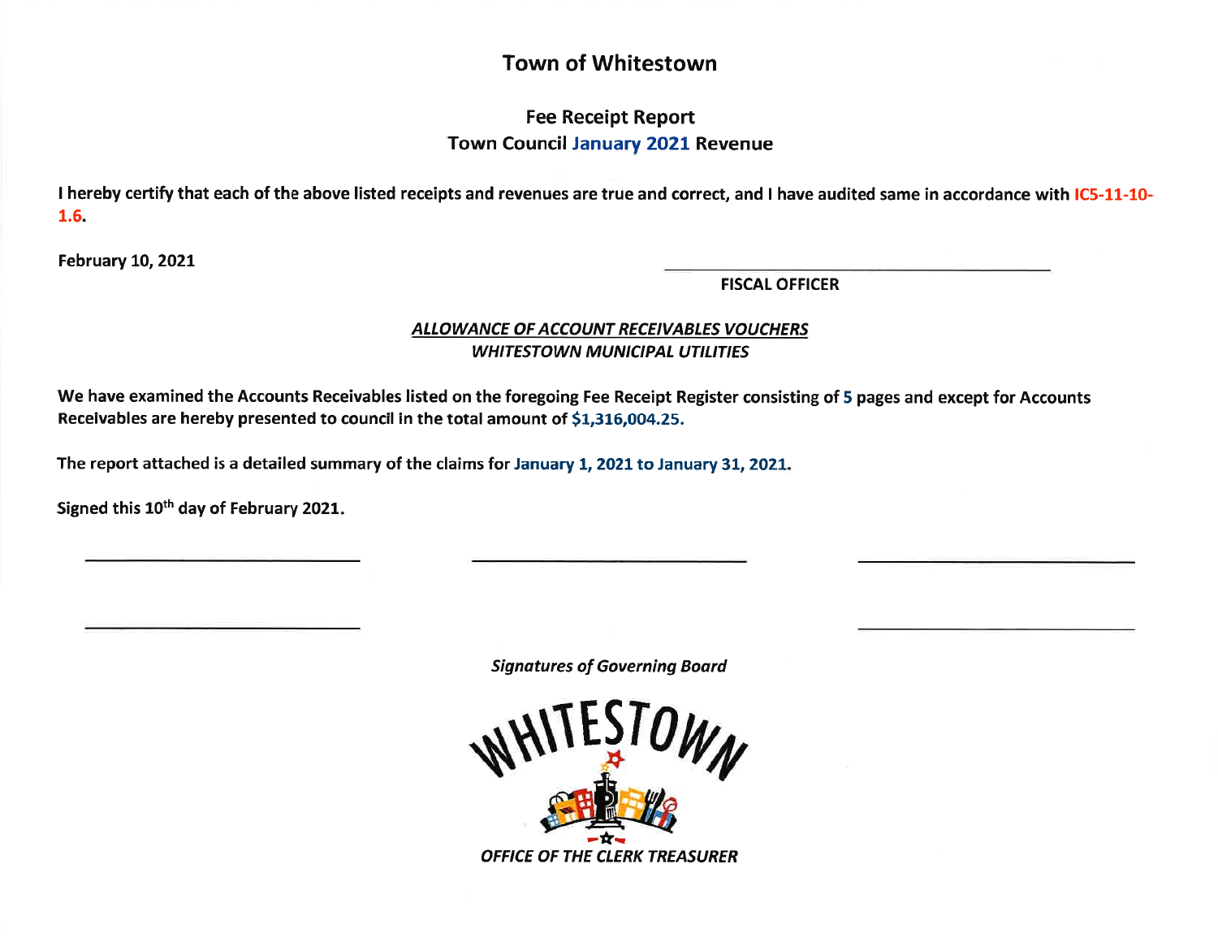# Town of Whitestown

## Fee Receipt Report

## Town Council January 2021 Revenue

**I hereby certify that each of the above listed receipts and revenues are true and correct, and I have audited same in accordance with IC5-11-10-1.6.**

**February 10, 2021**

\_\_\_\_\_\_\_\_\_\_\_\_\_\_\_\_\_\_\_\_\_\_\_\_\_\_\_\_\_\_\_\_\_\_\_\_\_\_

**FISCAL OFFICER**

***ALLOWANCE OF ACCOUNT RECEIVABLES VOUCHERS***

***WHITESTOWN MUNICIPAL UTILITIES***

**We have examined the Accounts Receivables listed on the foregoing Fee Receipt Register consisting of 5 pages and except for Accounts Receivables are hereby presented to council in the total amount of $1,316,004.25.**

**The report attached is a detailed summary of the claims for January 1, 2021 to January 31, 2021.**

**Signed this 10th day of February 2021.**

\_\_\_\_\_\_\_\_\_\_\_\_\_\_\_\_\_\_\_\_\_\_\_\_\_\_ \_\_\_\_\_\_\_\_\_\_\_\_\_\_\_\_\_\_\_\_\_\_\_\_\_\_ \_\_\_\_\_\_\_\_\_\_\_\_\_\_\_\_\_\_\_\_\_\_\_\_\_\_

\_\_\_\_\_\_\_\_\_\_\_\_\_\_\_\_\_\_\_\_\_\_\_\_\_\_ \_\_\_\_\_\_\_\_\_\_\_\_\_\_\_\_\_\_\_\_\_\_\_\_\_\_

***Signatures of Governing Board***

WHITESTOWN

***OFFICE OF THE CLERK TREASURER***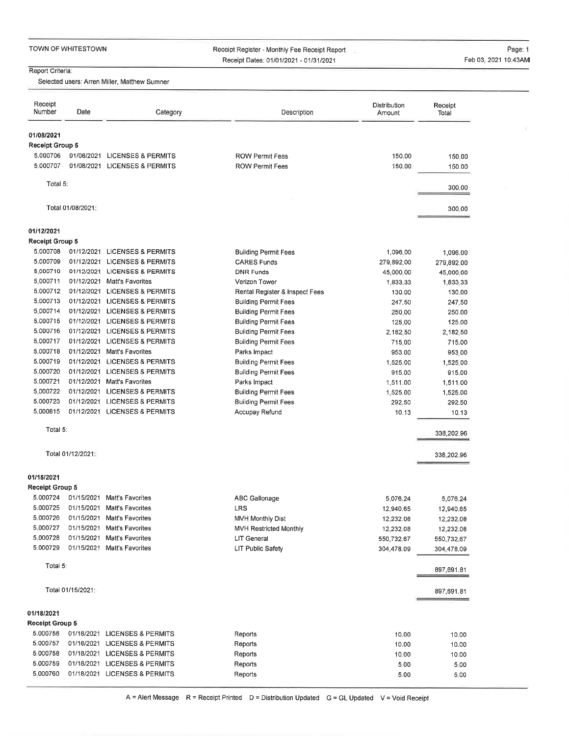TOWN OF WHITESTOWN

Receipt Register - Monthly Fee Receipt Report

Receipt Dates: 01/01/2021 - 01/31/2021

Feb 03, 2021 10:43AM

Report Criteria:

Selected users: Arren Miller, Matthew Sumner

| Receipt Number | Date | Category | Description | Distribution Amount | Receipt Total |
|---|---|---|---|---|---|
| **01/08/2021** | | | | | |
| **Receipt Group 5** | | | | | |
| 5.000706 | 01/08/2021 | LICENSES & PERMITS | ROW Permit Fees | 150.00 | 150.00 |
| 5.000707 | 01/08/2021 | LICENSES & PERMITS | ROW Permit Fees | 150.00 | 150.00 |
| Total 5: | | | | | 300.00 |
| Total 01/08/2021: | | | | | 300.00 |
| **01/12/2021** | | | | | |
| **Receipt Group 5** | | | | | |
| 5.000708 | 01/12/2021 | LICENSES & PERMITS | Building Permit Fees | 1,096.00 | 1,096.00 |
| 5.000709 | 01/12/2021 | LICENSES & PERMITS | CARES Funds | 279,892.00 | 279,892.00 |
| 5.000710 | 01/12/2021 | LICENSES & PERMITS | DNR Funds | 45,000.00 | 45,000.00 |
| 5.000711 | 01/12/2021 | Matt's Favorites | Verizon Tower | 1,833.33 | 1,833.33 |
| 5.000712 | 01/12/2021 | LICENSES & PERMITS | Rental Register & Inspect Fees | 130.00 | 130.00 |
| 5.000713 | 01/12/2021 | LICENSES & PERMITS | Building Permit Fees | 247.50 | 247.50 |
| 5.000714 | 01/12/2021 | LICENSES & PERMITS | Building Permit Fees | 250.00 | 250.00 |
| 5.000715 | 01/12/2021 | LICENSES & PERMITS | Building Permit Fees | 125.00 | 125.00 |
| 5.000716 | 01/12/2021 | LICENSES & PERMITS | Building Permit Fees | 2,182.50 | 2,182.50 |
| 5.000717 | 01/12/2021 | LICENSES & PERMITS | Building Permit Fees | 715.00 | 715.00 |
| 5.000718 | 01/12/2021 | Matt's Favorites | Parks Impact | 953.00 | 953.00 |
| 5.000719 | 01/12/2021 | LICENSES & PERMITS | Building Permit Fees | 1,525.00 | 1,525.00 |
| 5.000720 | 01/12/2021 | LICENSES & PERMITS | Building Permit Fees | 915.00 | 915.00 |
| 5.000721 | 01/12/2021 | Matt's Favorites | Parks Impact | 1,511.00 | 1,511.00 |
| 5.000722 | 01/12/2021 | LICENSES & PERMITS | Building Permit Fees | 1,525.00 | 1,525.00 |
| 5.000723 | 01/12/2021 | LICENSES & PERMITS | Building Permit Fees | 292.50 | 292.50 |
| 5.000815 | 01/12/2021 | LICENSES & PERMITS | Accupay Refund | 10.13 | 10.13 |
| Total 5: | | | | | 338,202.96 |
| Total 01/12/2021: | | | | | 338,202.96 |
| **01/15/2021** | | | | | |
| **Receipt Group 5** | | | | | |
| 5.000724 | 01/15/2021 | Matt's Favorites | ABC Gallonage | 5,076.24 | 5,076.24 |
| 5.000725 | 01/15/2021 | Matt's Favorites | LRS | 12,940.65 | 12,940.65 |
| 5.000726 | 01/15/2021 | Matt's Favorites | MVH Monthly Dist | 12,232.08 | 12,232.08 |
| 5.000727 | 01/15/2021 | Matt's Favorites | MVH Restricted Monthly | 12,232.08 | 12,232.08 |
| 5.000728 | 01/15/2021 | Matt's Favorites | LIT General | 550,732.67 | 550,732.67 |
| 5.000729 | 01/15/2021 | Matt's Favorites | LIT Public Safety | 304,478.09 | 304,478.09 |
| Total 5: | | | | | 897,691.81 |
| Total 01/15/2021: | | | | | 897,691.81 |
| **01/18/2021** | | | | | |
| **Receipt Group 5** | | | | | |
| 5.000756 | 01/18/2021 | LICENSES & PERMITS | Reports | 10.00 | 10.00 |
| 5.000757 | 01/18/2021 | LICENSES & PERMITS | Reports | 10.00 | 10.00 |
| 5.000758 | 01/18/2021 | LICENSES & PERMITS | Reports | 10.00 | 10.00 |
| 5.000759 | 01/18/2021 | LICENSES & PERMITS | Reports | 5.00 | 5.00 |
| 5.000760 | 01/18/2021 | LICENSES & PERMITS | Reports | 5.00 | 5.00 |

A = Alert Message R = Receipt Printed D = Distribution Updated G = GL Updated V = Void Receipt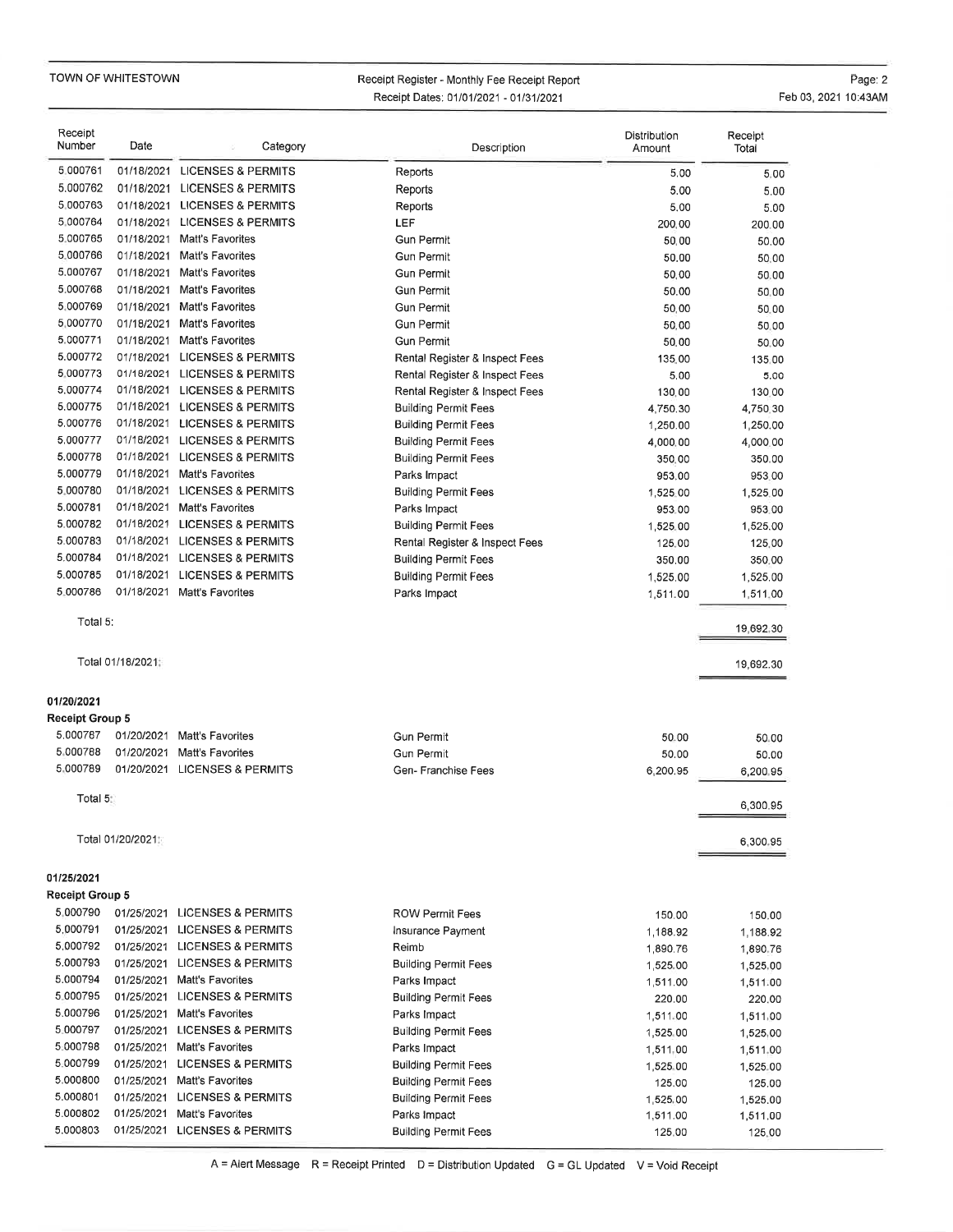TOWN OF WHITESTOWN

Receipt Register - Monthly Fee Receipt Report
Receipt Dates: 01/01/2021 - 01/31/2021

| Receipt Number | Date | Category | Description | Distribution Amount | Receipt Total |
|---|---|---|---|---|---|
| 5.000761 | 01/18/2021 | LICENSES & PERMITS | Reports | 5.00 | 5.00 |
| 5.000762 | 01/18/2021 | LICENSES & PERMITS | Reports | 5.00 | 5.00 |
| 5.000763 | 01/18/2021 | LICENSES & PERMITS | Reports | 5.00 | 5.00 |
| 5.000764 | 01/18/2021 | LICENSES & PERMITS | LEF | 200.00 | 200.00 |
| 5.000765 | 01/18/2021 | Matt's Favorites | Gun Permit | 50.00 | 50.00 |
| 5.000766 | 01/18/2021 | Matt's Favorites | Gun Permit | 50.00 | 50.00 |
| 5.000767 | 01/18/2021 | Matt's Favorites | Gun Permit | 50.00 | 50.00 |
| 5.000768 | 01/18/2021 | Matt's Favorites | Gun Permit | 50.00 | 50.00 |
| 5.000769 | 01/18/2021 | Matt's Favorites | Gun Permit | 50.00 | 50.00 |
| 5.000770 | 01/18/2021 | Matt's Favorites | Gun Permit | 50.00 | 50.00 |
| 5.000771 | 01/18/2021 | Matt's Favorites | Gun Permit | 50.00 | 50.00 |
| 5.000772 | 01/18/2021 | LICENSES & PERMITS | Rental Register & Inspect Fees | 135.00 | 135.00 |
| 5.000773 | 01/18/2021 | LICENSES & PERMITS | Rental Register & Inspect Fees | 5.00 | 5.00 |
| 5.000774 | 01/18/2021 | LICENSES & PERMITS | Rental Register & Inspect Fees | 130.00 | 130.00 |
| 5.000775 | 01/18/2021 | LICENSES & PERMITS | Building Permit Fees | 4,750.30 | 4,750.30 |
| 5.000776 | 01/18/2021 | LICENSES & PERMITS | Building Permit Fees | 1,250.00 | 1,250.00 |
| 5.000777 | 01/18/2021 | LICENSES & PERMITS | Building Permit Fees | 4,000.00 | 4,000.00 |
| 5.000778 | 01/18/2021 | LICENSES & PERMITS | Building Permit Fees | 350.00 | 350.00 |
| 5.000779 | 01/18/2021 | Matt's Favorites | Parks Impact | 953.00 | 953.00 |
| 5.000780 | 01/18/2021 | LICENSES & PERMITS | Building Permit Fees | 1,525.00 | 1,525.00 |
| 5.000781 | 01/18/2021 | Matt's Favorites | Parks Impact | 953.00 | 953.00 |
| 5.000782 | 01/18/2021 | LICENSES & PERMITS | Building Permit Fees | 1,525.00 | 1,525.00 |
| 5.000783 | 01/18/2021 | LICENSES & PERMITS | Rental Register & Inspect Fees | 125.00 | 125.00 |
| 5.000784 | 01/18/2021 | LICENSES & PERMITS | Building Permit Fees | 350.00 | 350.00 |
| 5.000785 | 01/18/2021 | LICENSES & PERMITS | Building Permit Fees | 1,525.00 | 1,525.00 |
| 5.000786 | 01/18/2021 | Matt's Favorites | Parks Impact | 1,511.00 | 1,511.00 |
| Total 5: | | | | | 19,692.30 |
| Total 01/18/2021: | | | | | 19,692.30 |

**01/20/2021**

**Receipt Group 5**

| Receipt Number | Date | Category | Description | Distribution Amount | Receipt Total |
|---|---|---|---|---|---|
| 5.000787 | 01/20/2021 | Matt's Favorites | Gun Permit | 50.00 | 50.00 |
| 5.000788 | 01/20/2021 | Matt's Favorites | Gun Permit | 50.00 | 50.00 |
| 5.000789 | 01/20/2021 | LICENSES & PERMITS | Gen- Franchise Fees | 6,200.95 | 6,200.95 |
| Total 5: | | | | | 6,300.95 |
| Total 01/20/2021: | | | | | 6,300.95 |

**01/25/2021**

**Receipt Group 5**

| Receipt Number | Date | Category | Description | Distribution Amount | Receipt Total |
|---|---|---|---|---|---|
| 5.000790 | 01/25/2021 | LICENSES & PERMITS | ROW Permit Fees | 150.00 | 150.00 |
| 5.000791 | 01/25/2021 | LICENSES & PERMITS | Insurance Payment | 1,188.92 | 1,188.92 |
| 5.000792 | 01/25/2021 | LICENSES & PERMITS | Reimb | 1,890.76 | 1,890.76 |
| 5.000793 | 01/25/2021 | LICENSES & PERMITS | Building Permit Fees | 1,525.00 | 1,525.00 |
| 5.000794 | 01/25/2021 | Matt's Favorites | Parks Impact | 1,511.00 | 1,511.00 |
| 5.000795 | 01/25/2021 | LICENSES & PERMITS | Building Permit Fees | 220.00 | 220.00 |
| 5.000796 | 01/25/2021 | Matt's Favorites | Parks Impact | 1,511.00 | 1,511.00 |
| 5.000797 | 01/25/2021 | LICENSES & PERMITS | Building Permit Fees | 1,525.00 | 1,525.00 |
| 5.000798 | 01/25/2021 | Matt's Favorites | Parks Impact | 1,511.00 | 1,511.00 |
| 5.000799 | 01/25/2021 | LICENSES & PERMITS | Building Permit Fees | 1,525.00 | 1,525.00 |
| 5.000800 | 01/25/2021 | Matt's Favorites | Building Permit Fees | 125.00 | 125.00 |
| 5.000801 | 01/25/2021 | LICENSES & PERMITS | Building Permit Fees | 1,525.00 | 1,525.00 |
| 5.000802 | 01/25/2021 | Matt's Favorites | Parks Impact | 1,511.00 | 1,511.00 |
| 5.000803 | 01/25/2021 | LICENSES & PERMITS | Building Permit Fees | 125.00 | 125.00 |

A = Alert Message R = Receipt Printed D = Distribution Updated G = GL Updated V = Void Receipt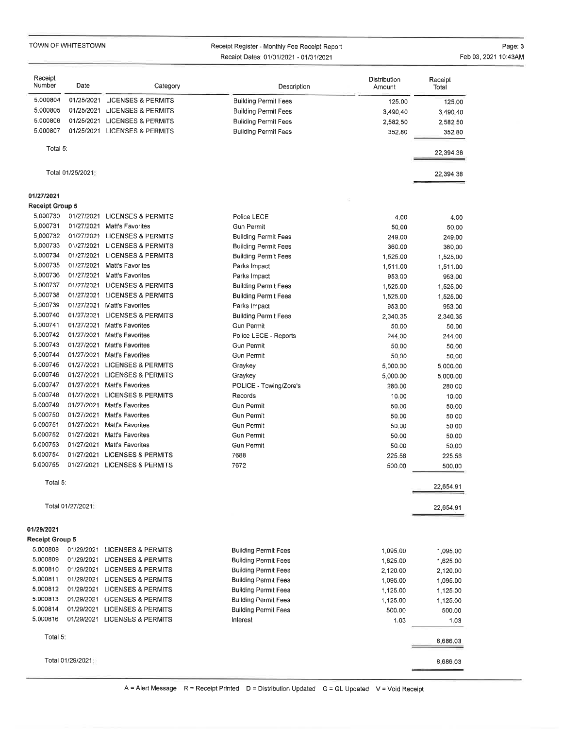| Receipt Number | Date | Category | Description | Distribution Amount | Receipt Total |
|---|---|---|---|---|---|
| 5.000804 | 01/25/2021 | LICENSES & PERMITS | Building Permit Fees | 125.00 | 125.00 |
| 5.000805 | 01/25/2021 | LICENSES & PERMITS | Building Permit Fees | 3,490.40 | 3,490.40 |
| 5.000806 | 01/25/2021 | LICENSES & PERMITS | Building Permit Fees | 2,582.50 | 2,582.50 |
| 5.000807 | 01/25/2021 | LICENSES & PERMITS | Building Permit Fees | 352.80 | 352.80 |
| Total 5: | | | | | 22,394.38 |
| Total 01/25/2021: | | | | | 22,394.38 |
| **01/27/2021** | | | | | |
| **Receipt Group 5** | | | | | |
| 5.000730 | 01/27/2021 | LICENSES & PERMITS | Police LECE | 4.00 | 4.00 |
| 5.000731 | 01/27/2021 | Matt's Favorites | Gun Permit | 50.00 | 50.00 |
| 5.000732 | 01/27/2021 | LICENSES & PERMITS | Building Permit Fees | 249.00 | 249.00 |
| 5.000733 | 01/27/2021 | LICENSES & PERMITS | Building Permit Fees | 360.00 | 360.00 |
| 5.000734 | 01/27/2021 | LICENSES & PERMITS | Building Permit Fees | 1,525.00 | 1,525.00 |
| 5.000735 | 01/27/2021 | Matt's Favorites | Parks Impact | 1,511.00 | 1,511.00 |
| 5.000736 | 01/27/2021 | Matt's Favorites | Parks Impact | 953.00 | 953.00 |
| 5.000737 | 01/27/2021 | LICENSES & PERMITS | Building Permit Fees | 1,525.00 | 1,525.00 |
| 5.000738 | 01/27/2021 | LICENSES & PERMITS | Building Permit Fees | 1,525.00 | 1,525.00 |
| 5.000739 | 01/27/2021 | Matt's Favorites | Parks Impact | 953.00 | 953.00 |
| 5.000740 | 01/27/2021 | LICENSES & PERMITS | Building Permit Fees | 2,340.35 | 2,340.35 |
| 5.000741 | 01/27/2021 | Matt's Favorites | Gun Permit | 50.00 | 50.00 |
| 5.000742 | 01/27/2021 | Matt's Favorites | Police LECE - Reports | 244.00 | 244.00 |
| 5.000743 | 01/27/2021 | Matt's Favorites | Gun Permit | 50.00 | 50.00 |
| 5.000744 | 01/27/2021 | Matt's Favorites | Gun Permit | 50.00 | 50.00 |
| 5.000745 | 01/27/2021 | LICENSES & PERMITS | Graykey | 5,000.00 | 5,000.00 |
| 5.000746 | 01/27/2021 | LICENSES & PERMITS | Graykey | 5,000.00 | 5,000.00 |
| 5.000747 | 01/27/2021 | Matt's Favorites | POLICE - Towing/Zore's | 280.00 | 280.00 |
| 5.000748 | 01/27/2021 | LICENSES & PERMITS | Records | 10.00 | 10.00 |
| 5.000749 | 01/27/2021 | Matt's Favorites | Gun Permit | 50.00 | 50.00 |
| 5.000750 | 01/27/2021 | Matt's Favorites | Gun Permit | 50.00 | 50.00 |
| 5.000751 | 01/27/2021 | Matt's Favorites | Gun Permit | 50.00 | 50.00 |
| 5.000752 | 01/27/2021 | Matt's Favorites | Gun Permit | 50.00 | 50.00 |
| 5.000753 | 01/27/2021 | Matt's Favorites | Gun Permit | 50.00 | 50.00 |
| 5.000754 | 01/27/2021 | LICENSES & PERMITS | 7688 | 225.56 | 225.56 |
| 5.000755 | 01/27/2021 | LICENSES & PERMITS | 7672 | 500.00 | 500.00 |
| Total 5: | | | | | 22,654.91 |
| Total 01/27/2021: | | | | | 22,654.91 |
| **01/29/2021** | | | | | |
| **Receipt Group 5** | | | | | |
| 5.000808 | 01/29/2021 | LICENSES & PERMITS | Building Permit Fees | 1,095.00 | 1,095.00 |
| 5.000809 | 01/29/2021 | LICENSES & PERMITS | Building Permit Fees | 1,625.00 | 1,625.00 |
| 5.000810 | 01/29/2021 | LICENSES & PERMITS | Building Permit Fees | 2,120.00 | 2,120.00 |
| 5.000811 | 01/29/2021 | LICENSES & PERMITS | Building Permit Fees | 1,095.00 | 1,095.00 |
| 5.000812 | 01/29/2021 | LICENSES & PERMITS | Building Permit Fees | 1,125.00 | 1,125.00 |
| 5.000813 | 01/29/2021 | LICENSES & PERMITS | Building Permit Fees | 1,125.00 | 1,125.00 |
| 5.000814 | 01/29/2021 | LICENSES & PERMITS | Building Permit Fees | 500.00 | 500.00 |
| 5.000816 | 01/29/2021 | LICENSES & PERMITS | Interest | 1.03 | 1.03 |
| Total 5: | | | | | 8,686.03 |
| Total 01/29/2021: | | | | | 8,686.03 |

A = Alert Message R = Receipt Printed D = Distribution Updated G = GL Updated V = Void Receipt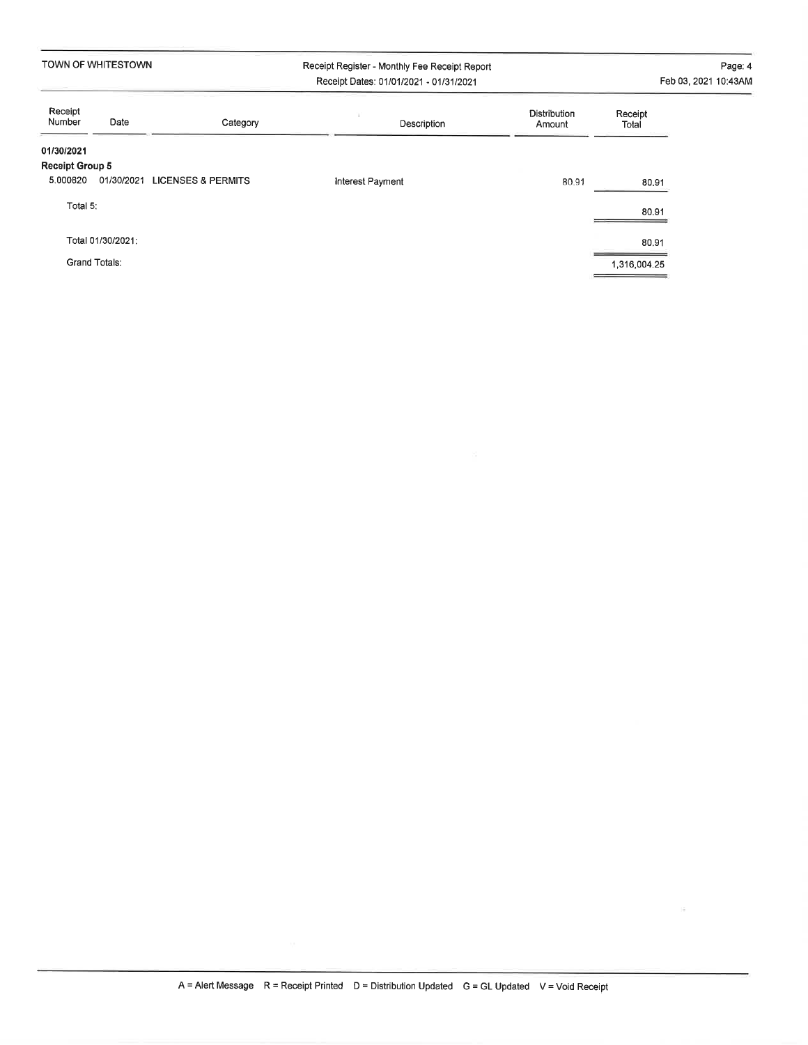TOWN OF WHITESTOWN

Receipt Register - Monthly Fee Receipt Report

Receipt Dates: 01/01/2021 - 01/31/2021

| Receipt Number | Date | Category | Description | Distribution Amount | Receipt Total |
|---|---|---|---|---|---|
| **01/30/2021** | | | | | |
| **Receipt Group 5** | | | | | |
| 5.000820 | 01/30/2021 | LICENSES & PERMITS | Interest Payment | 80.91 | 80.91 |
| Total 5: | | | | | 80.91 |
| Total 01/30/2021: | | | | | 80.91 |
| Grand Totals: | | | | | 1,316,004.25 |

A = Alert Message R = Receipt Printed D = Distribution Updated G = GL Updated V = Void Receipt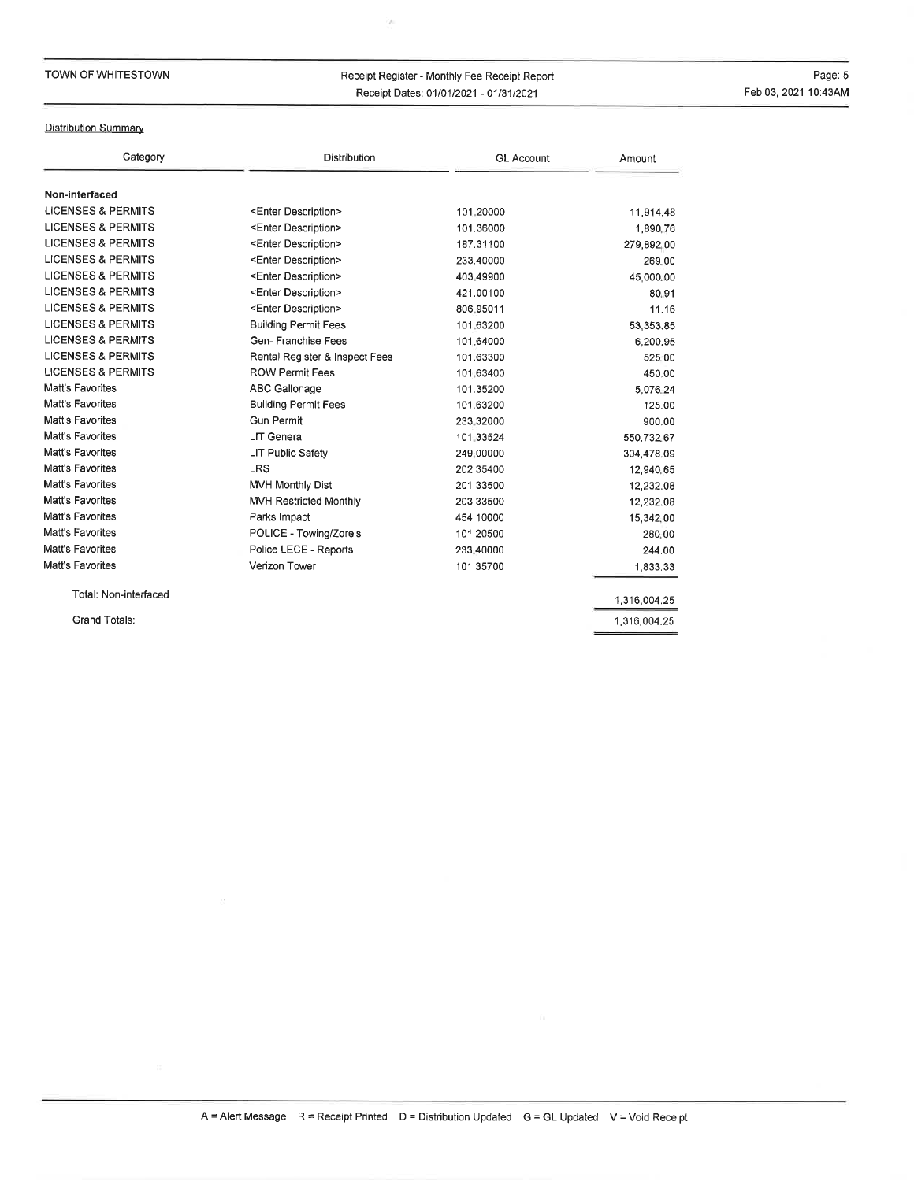TOWN OF WHITESTOWN

Receipt Register - Monthly Fee Receipt Report

Receipt Dates: 01/01/2021 - 01/31/2021

Feb 03, 2021 10:43AM

Distribution Summary

| Category | Distribution | GL Account | Amount |
|---|---|---|---|
| **Non-interfaced** | | | |
| LICENSES & PERMITS | <Enter Description> | 101.20000 | 11,914.48 |
| LICENSES & PERMITS | <Enter Description> | 101.36000 | 1,890.76 |
| LICENSES & PERMITS | <Enter Description> | 187.31100 | 279,892.00 |
| LICENSES & PERMITS | <Enter Description> | 233.40000 | 269.00 |
| LICENSES & PERMITS | <Enter Description> | 403.49900 | 45,000.00 |
| LICENSES & PERMITS | <Enter Description> | 421.00100 | 80.91 |
| LICENSES & PERMITS | <Enter Description> | 806.95011 | 11.16 |
| LICENSES & PERMITS | Building Permit Fees | 101.63200 | 53,353.85 |
| LICENSES & PERMITS | Gen- Franchise Fees | 101.64000 | 6,200.95 |
| LICENSES & PERMITS | Rental Register & Inspect Fees | 101.63300 | 525.00 |
| LICENSES & PERMITS | ROW Permit Fees | 101.63400 | 450.00 |
| Matt's Favorites | ABC Gallonage | 101.35200 | 5,076.24 |
| Matt's Favorites | Building Permit Fees | 101.63200 | 125.00 |
| Matt's Favorites | Gun Permit | 233.32000 | 900.00 |
| Matt's Favorites | LIT General | 101.33524 | 550,732.67 |
| Matt's Favorites | LIT Public Safety | 249.00000 | 304,478.09 |
| Matt's Favorites | LRS | 202.35400 | 12,940.65 |
| Matt's Favorites | MVH Monthly Dist | 201.33500 | 12,232.08 |
| Matt's Favorites | MVH Restricted Monthly | 203.33500 | 12,232.08 |
| Matt's Favorites | Parks Impact | 454.10000 | 15,342.00 |
| Matt's Favorites | POLICE - Towing/Zore's | 101.20500 | 280.00 |
| Matt's Favorites | Police LECE - Reports | 233.40000 | 244.00 |
| Matt's Favorites | Verizon Tower | 101.35700 | 1,833.33 |
| Total: Non-interfaced | | | 1,316,004.25 |
| Grand Totals: | | | 1,316,004.25 |

A = Alert Message R = Receipt Printed D = Distribution Updated G = GL Updated V = Void Receipt